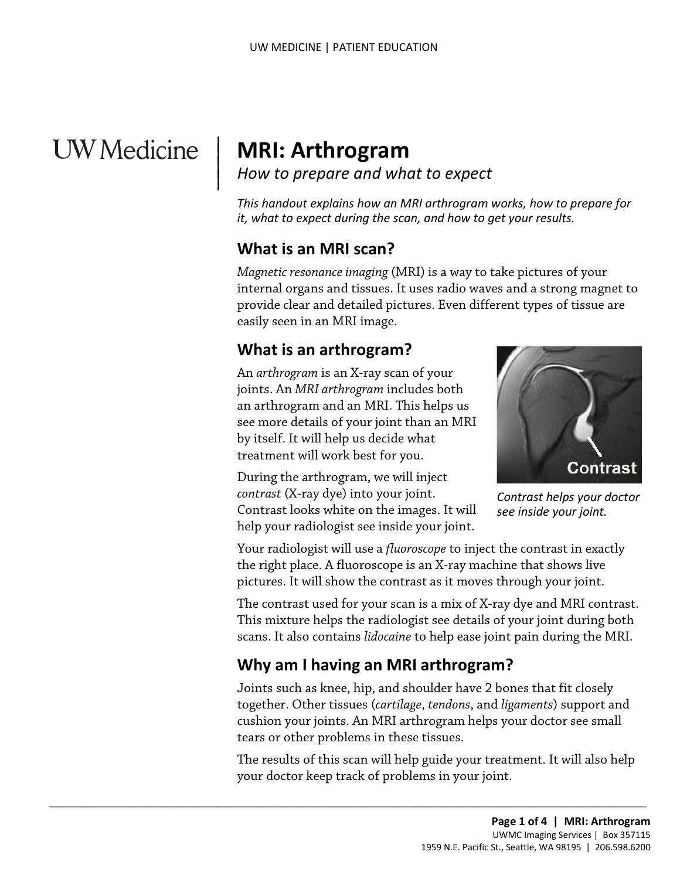# MRI: Arthrogram

*How to prepare and what to expect*

*This handout explains how an MRI arthrogram works, how to prepare for it, what to expect during the scan, and how to get your results.*

## What is an MRI scan?

*Magnetic resonance imaging* (MRI) is a way to take pictures of your internal organs and tissues. It uses radio waves and a strong magnet to provide clear and detailed pictures. Even different types of tissue are easily seen in an MRI image.

## What is an arthrogram?

An *arthrogram* is an X-ray scan of your joints. An *MRI arthrogram* includes both an arthrogram and an MRI. This helps us see more details of your joint than an MRI by itself. It will help us decide what treatment will work best for you.

During the arthrogram, we will inject *contrast* (X-ray dye) into your joint. Contrast looks white on the images. It will help your radiologist see inside your joint.

*Contrast helps your doctor see inside your joint.*

Your radiologist will use a *fluoroscope* to inject the contrast in exactly the right place. A fluoroscope is an X-ray machine that shows live pictures. It will show the contrast as it moves through your joint.

The contrast used for your scan is a mix of X-ray dye and MRI contrast. This mixture helps the radiologist see details of your joint during both scans. It also contains *lidocaine* to help ease joint pain during the MRI.

## Why am I having an MRI arthrogram?

Joints such as knee, hip, and shoulder have 2 bones that fit closely together. Other tissues (*cartilage*, *tendons*, and *ligaments*) support and cushion your joints. An MRI arthrogram helps your doctor see small tears or other problems in these tissues.

The results of this scan will help guide your treatment. It will also help your doctor keep track of problems in your joint.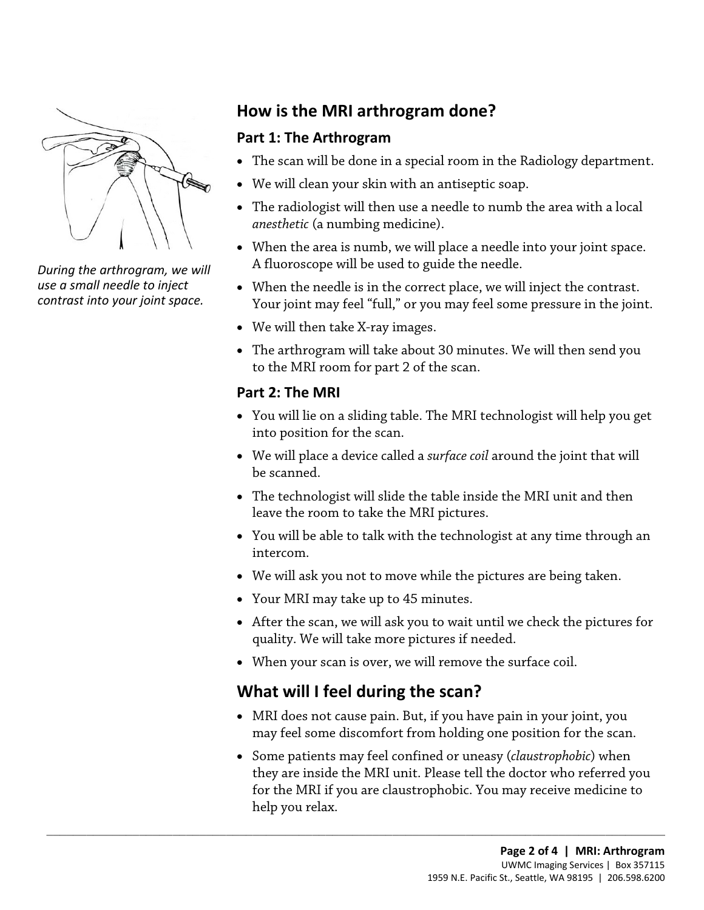*During the arthrogram, we will use a small needle to inject contrast into your joint space.*

## How is the MRI arthrogram done?

### Part 1: The Arthrogram

- The scan will be done in a special room in the Radiology department.
- We will clean your skin with an antiseptic soap.
- The radiologist will then use a needle to numb the area with a local *anesthetic* (a numbing medicine).
- When the area is numb, we will place a needle into your joint space. A fluoroscope will be used to guide the needle.
- When the needle is in the correct place, we will inject the contrast. Your joint may feel "full," or you may feel some pressure in the joint.
- We will then take X-ray images.
- The arthrogram will take about 30 minutes. We will then send you to the MRI room for part 2 of the scan.

### Part 2: The MRI

- You will lie on a sliding table. The MRI technologist will help you get into position for the scan.
- We will place a device called a *surface coil* around the joint that will be scanned.
- The technologist will slide the table inside the MRI unit and then leave the room to take the MRI pictures.
- You will be able to talk with the technologist at any time through an intercom.
- We will ask you not to move while the pictures are being taken.
- Your MRI may take up to 45 minutes.
- After the scan, we will ask you to wait until we check the pictures for quality. We will take more pictures if needed.
- When your scan is over, we will remove the surface coil.

## What will I feel during the scan?

- MRI does not cause pain. But, if you have pain in your joint, you may feel some discomfort from holding one position for the scan.
- Some patients may feel confined or uneasy (*claustrophobic*) when they are inside the MRI unit. Please tell the doctor who referred you for the MRI if you are claustrophobic. You may receive medicine to help you relax.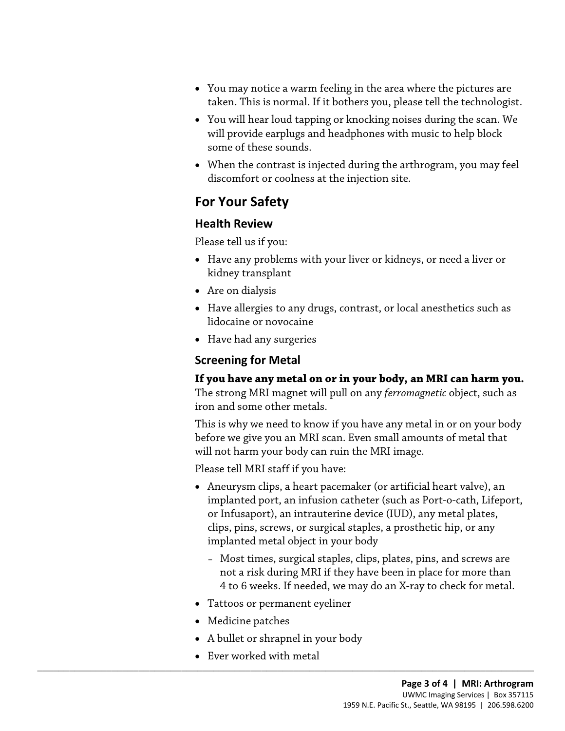- You may notice a warm feeling in the area where the pictures are taken. This is normal. If it bothers you, please tell the technologist.
- You will hear loud tapping or knocking noises during the scan. We will provide earplugs and headphones with music to help block some of these sounds.
- When the contrast is injected during the arthrogram, you may feel discomfort or coolness at the injection site.

## For Your Safety

### Health Review

Please tell us if you:

- Have any problems with your liver or kidneys, or need a liver or kidney transplant
- Are on dialysis
- Have allergies to any drugs, contrast, or local anesthetics such as lidocaine or novocaine
- Have had any surgeries

### Screening for Metal

**If you have any metal on or in your body, an MRI can harm you.** The strong MRI magnet will pull on any *ferromagnetic* object, such as iron and some other metals.

This is why we need to know if you have any metal in or on your body before we give you an MRI scan. Even small amounts of metal that will not harm your body can ruin the MRI image.

Please tell MRI staff if you have:

- Aneurysm clips, a heart pacemaker (or artificial heart valve), an implanted port, an infusion catheter (such as Port-o-cath, Lifeport, or Infusaport), an intrauterine device (IUD), any metal plates, clips, pins, screws, or surgical staples, a prosthetic hip, or any implanted metal object in your body
  - Most times, surgical staples, clips, plates, pins, and screws are not a risk during MRI if they have been in place for more than 4 to 6 weeks. If needed, we may do an X-ray to check for metal.
- Tattoos or permanent eyeliner
- Medicine patches
- A bullet or shrapnel in your body
- Ever worked with metal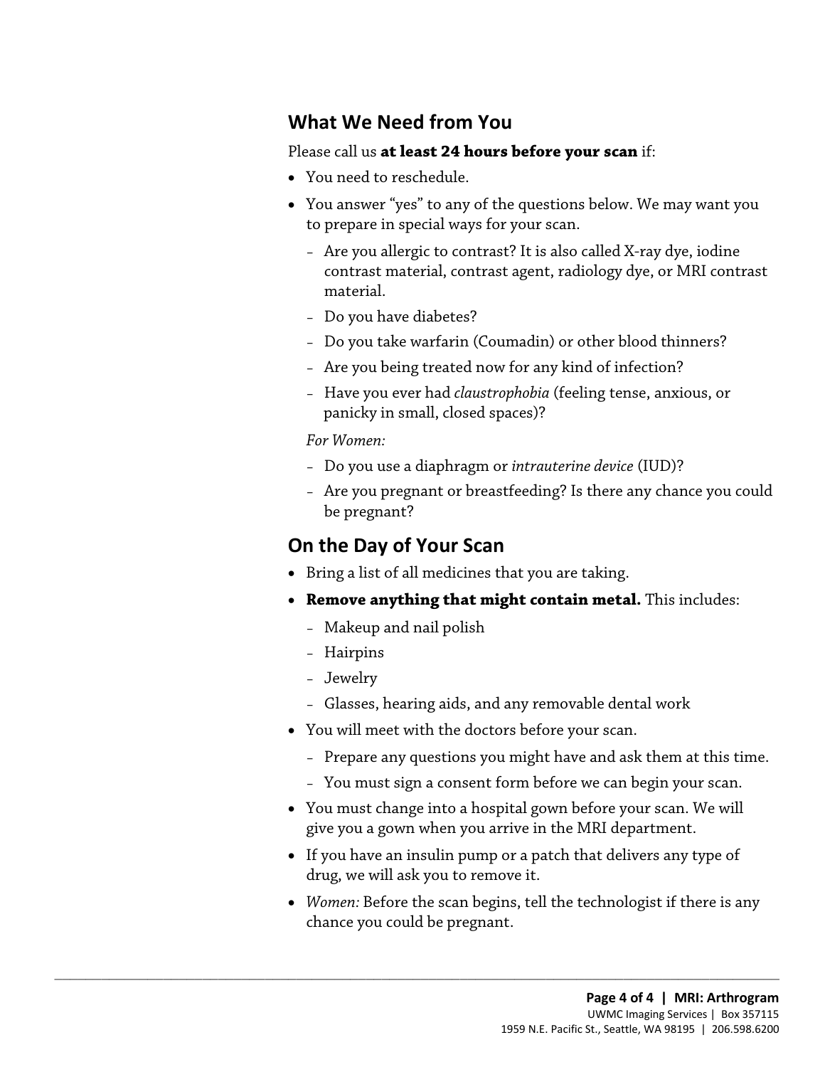## What We Need from You

Please call us **at least 24 hours before your scan** if:

- You need to reschedule.
- You answer "yes" to any of the questions below. We may want you to prepare in special ways for your scan.
  - Are you allergic to contrast? It is also called X-ray dye, iodine contrast material, contrast agent, radiology dye, or MRI contrast material.
  - Do you have diabetes?
  - Do you take warfarin (Coumadin) or other blood thinners?
  - Are you being treated now for any kind of infection?
  - Have you ever had *claustrophobia* (feeling tense, anxious, or panicky in small, closed spaces)?

  *For Women:*

  - Do you use a diaphragm or *intrauterine device* (IUD)?
  - Are you pregnant or breastfeeding? Is there any chance you could be pregnant?

## On the Day of Your Scan

- Bring a list of all medicines that you are taking.
- **Remove anything that might contain metal.** This includes:
  - Makeup and nail polish
  - Hairpins
  - Jewelry
  - Glasses, hearing aids, and any removable dental work
- You will meet with the doctors before your scan.
  - Prepare any questions you might have and ask them at this time.
  - You must sign a consent form before we can begin your scan.
- You must change into a hospital gown before your scan. We will give you a gown when you arrive in the MRI department.
- If you have an insulin pump or a patch that delivers any type of drug, we will ask you to remove it.
- *Women:* Before the scan begins, tell the technologist if there is any chance you could be pregnant.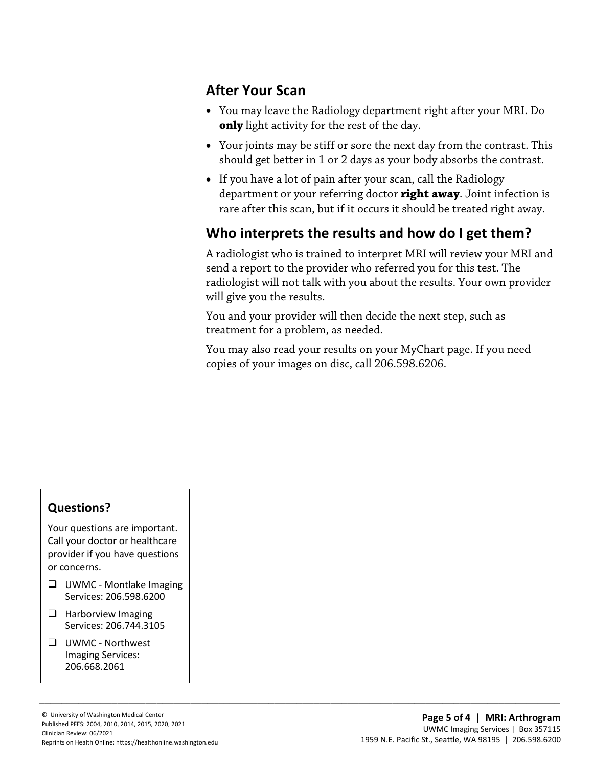## After Your Scan

- You may leave the Radiology department right after your MRI. Do **only** light activity for the rest of the day.
- Your joints may be stiff or sore the next day from the contrast. This should get better in 1 or 2 days as your body absorbs the contrast.
- If you have a lot of pain after your scan, call the Radiology department or your referring doctor **right away**. Joint infection is rare after this scan, but if it occurs it should be treated right away.

## Who interprets the results and how do I get them?

A radiologist who is trained to interpret MRI will review your MRI and send a report to the provider who referred you for this test. The radiologist will not talk with you about the results. Your own provider will give you the results.

You and your provider will then decide the next step, such as treatment for a problem, as needed.

You may also read your results on your MyChart page. If you need copies of your images on disc, call 206.598.6206.

### Questions?

Your questions are important. Call your doctor or healthcare provider if you have questions or concerns.

- ❑ UWMC - Montlake Imaging Services: 206.598.6200
- ❑ Harborview Imaging Services: 206.744.3105
- ❑ UWMC - Northwest Imaging Services: 206.668.2061

© University of Washington Medical Center
Published PFES: 2004, 2010, 2014, 2015, 2020, 2021
Clinician Review: 06/2021
Reprints on Health Online: https://healthonline.washington.edu

UWMC Imaging Services | Box 357115
1959 N.E. Pacific St., Seattle, WA 98195 | 206.598.6200